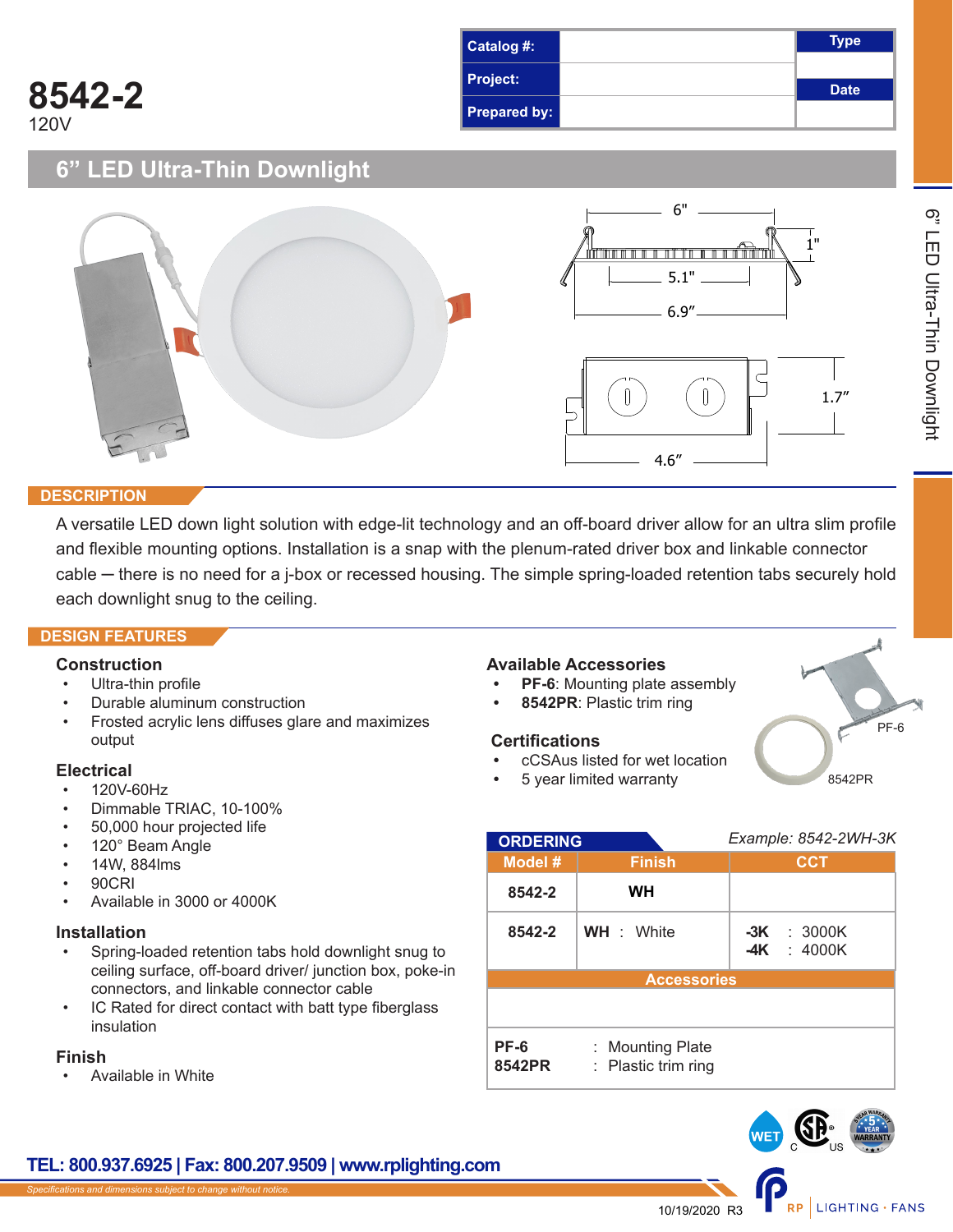# 8542-2

120V

| Catalog #: | | Type |
|---|---|---|
| Project: | | Date |
| Prepared by: | | |

## 6" LED Ultra-Thin Downlight

6"
1"
5.1"
6.9"
1.7"
4.6"

## DESCRIPTION

A versatile LED down light solution with edge-lit technology and an off-board driver allow for an ultra slim profile and flexible mounting options. Installation is a snap with the plenum-rated driver box and linkable connector cable – there is no need for a j-box or recessed housing. The simple spring-loaded retention tabs securely hold each downlight snug to the ceiling.

## DESIGN FEATURES

### Construction

- Ultra-thin profile
- Durable aluminum construction
- Frosted acrylic lens diffuses glare and maximizes output

### Electrical

- 120V-60Hz
- Dimmable TRIAC, 10-100%
- 50,000 hour projected life
- 120° Beam Angle
- 14W, 884lms
- 90CRI
- Available in 3000 or 4000K

### Installation

- Spring-loaded retention tabs hold downlight snug to ceiling surface, off-board driver/ junction box, poke-in connectors, and linkable connector cable
- IC Rated for direct contact with batt type fiberglass insulation

### Finish

- Available in White

### Available Accessories

- **PF-6**: Mounting plate assembly
- **8542PR**: Plastic trim ring

### Certifications

- cCSAus listed for wet location
- 5 year limited warranty

PF-6

8542PR

## ORDERING

*Example: 8542-2WH-3K*

| Model # | Finish | CCT |
|---|---|---|
| **8542-2** | **WH** | |
| **8542-2** | **WH** : White | **-3K** : 3000K<br>**-4K** : 4000K |

| Accessories | |
|---|---|
| **PF-6** | : Mounting Plate |
| **8542PR** | : Plastic trim ring |

WET

**TEL: 800.937.6925 | Fax: 800.207.9509 | www.rplighting.com**

*Specifications and dimensions subject to change without notice.*

10/19/2020 R3

RP | LIGHTING • FANS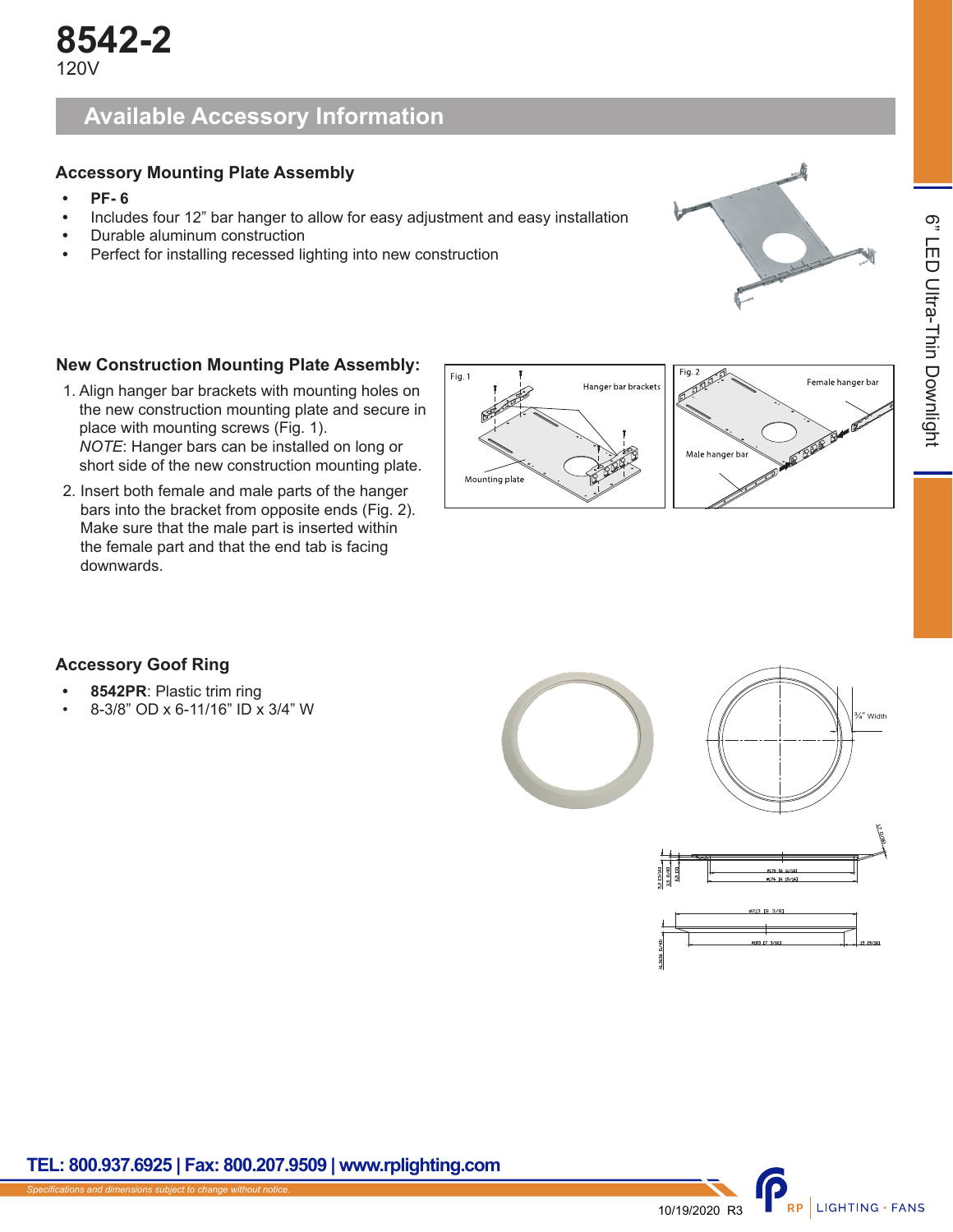# 8542-2

120V

## Available Accessory Information

### Accessory Mounting Plate Assembly

- **PF- 6**
- Includes four 12" bar hanger to allow for easy adjustment and easy installation
- Durable aluminum construction
- Perfect for installing recessed lighting into new construction

### New Construction Mounting Plate Assembly:

1. Align hanger bar brackets with mounting holes on the new construction mounting plate and secure in place with mounting screws (Fig. 1).
   *NOTE*: Hanger bars can be installed on long or short side of the new construction mounting plate.
2. Insert both female and male parts of the hanger bars into the bracket from opposite ends (Fig. 2). Make sure that the male part is inserted within the female part and that the end tab is facing downwards.

Fig. 1

Hanger bar brackets

Mounting plate

Fig. 2

Female hanger bar

Male hanger bar

### Accessory Goof Ring

- **8542PR**: Plastic trim ring
- 8-3/8" OD x 6-11/16" ID x 3/4" W

¾" Width